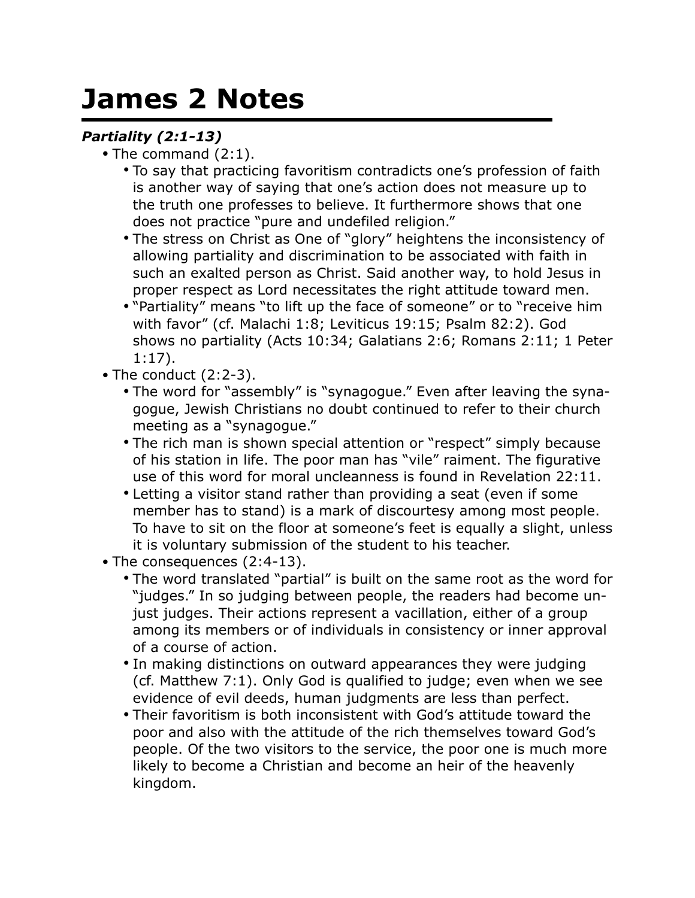# James 2 Notes

***Partiality (2:1-13)***

- The command (2:1).
  - To say that practicing favoritism contradicts one's profession of faith is another way of saying that one's action does not measure up to the truth one professes to believe. It furthermore shows that one does not practice "pure and undefiled religion."
  - The stress on Christ as One of "glory" heightens the inconsistency of allowing partiality and discrimination to be associated with faith in such an exalted person as Christ. Said another way, to hold Jesus in proper respect as Lord necessitates the right attitude toward men.
  - "Partiality" means "to lift up the face of someone" or to "receive him with favor" (cf. Malachi 1:8; Leviticus 19:15; Psalm 82:2). God shows no partiality (Acts 10:34; Galatians 2:6; Romans 2:11; 1 Peter 1:17).
- The conduct (2:2-3).
  - The word for "assembly" is "synagogue." Even after leaving the synagogue, Jewish Christians no doubt continued to refer to their church meeting as a "synagogue."
  - The rich man is shown special attention or "respect" simply because of his station in life. The poor man has "vile" raiment. The figurative use of this word for moral uncleanness is found in Revelation 22:11.
  - Letting a visitor stand rather than providing a seat (even if some member has to stand) is a mark of discourtesy among most people. To have to sit on the floor at someone's feet is equally a slight, unless it is voluntary submission of the student to his teacher.
- The consequences (2:4-13).
  - The word translated "partial" is built on the same root as the word for "judges." In so judging between people, the readers had become unjust judges. Their actions represent a vacillation, either of a group among its members or of individuals in consistency or inner approval of a course of action.
  - In making distinctions on outward appearances they were judging (cf. Matthew 7:1). Only God is qualified to judge; even when we see evidence of evil deeds, human judgments are less than perfect.
  - Their favoritism is both inconsistent with God's attitude toward the poor and also with the attitude of the rich themselves toward God's people. Of the two visitors to the service, the poor one is much more likely to become a Christian and become an heir of the heavenly kingdom.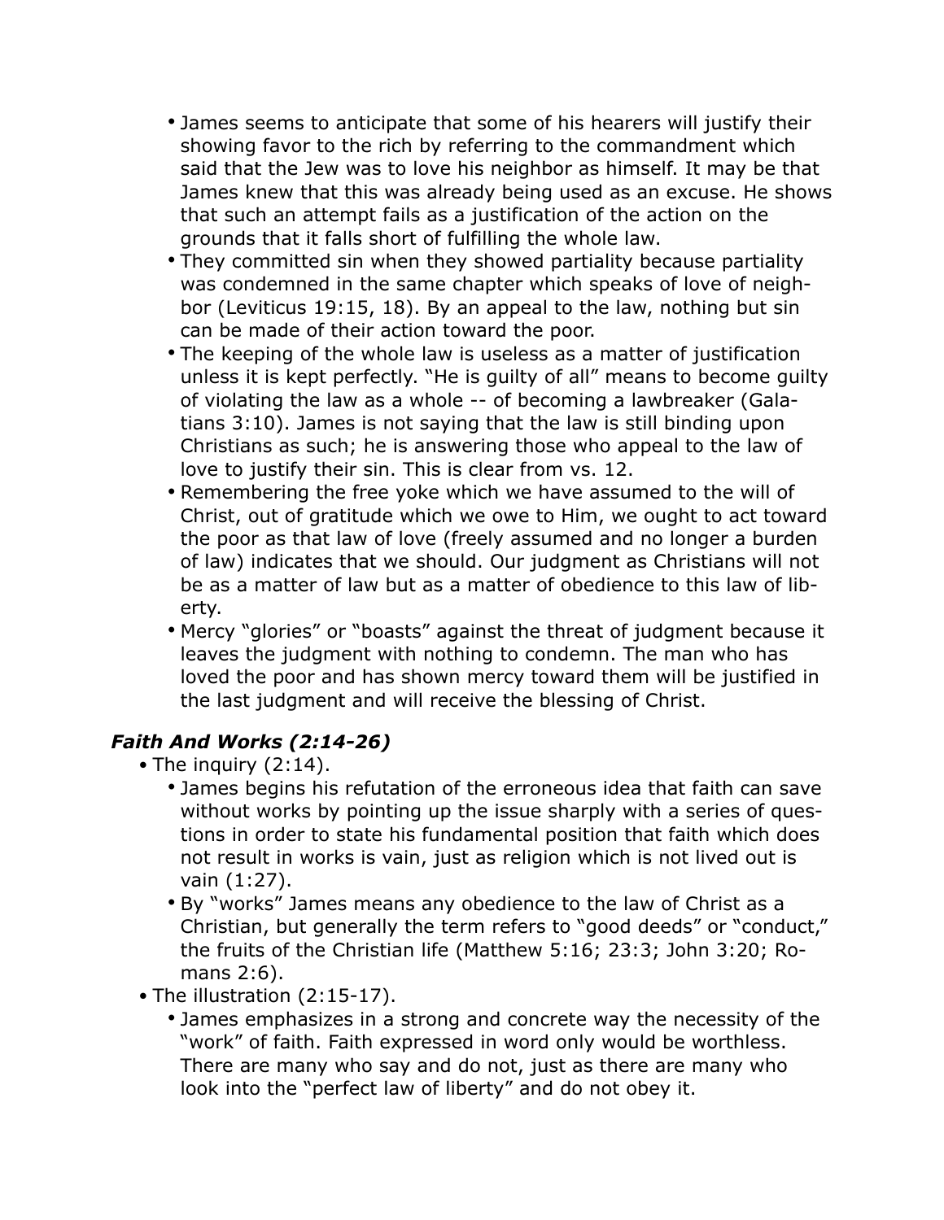- James seems to anticipate that some of his hearers will justify their showing favor to the rich by referring to the commandment which said that the Jew was to love his neighbor as himself. It may be that James knew that this was already being used as an excuse. He shows that such an attempt fails as a justification of the action on the grounds that it falls short of fulfilling the whole law.
- They committed sin when they showed partiality because partiality was condemned in the same chapter which speaks of love of neighbor (Leviticus 19:15, 18). By an appeal to the law, nothing but sin can be made of their action toward the poor.
- The keeping of the whole law is useless as a matter of justification unless it is kept perfectly. "He is guilty of all" means to become guilty of violating the law as a whole -- of becoming a lawbreaker (Galatians 3:10). James is not saying that the law is still binding upon Christians as such; he is answering those who appeal to the law of love to justify their sin. This is clear from vs. 12.
- Remembering the free yoke which we have assumed to the will of Christ, out of gratitude which we owe to Him, we ought to act toward the poor as that law of love (freely assumed and no longer a burden of law) indicates that we should. Our judgment as Christians will not be as a matter of law but as a matter of obedience to this law of liberty.
- Mercy "glories" or "boasts" against the threat of judgment because it leaves the judgment with nothing to condemn. The man who has loved the poor and has shown mercy toward them will be justified in the last judgment and will receive the blessing of Christ.

### *Faith And Works (2:14-26)*

- The inquiry (2:14).
  - James begins his refutation of the erroneous idea that faith can save without works by pointing up the issue sharply with a series of questions in order to state his fundamental position that faith which does not result in works is vain, just as religion which is not lived out is vain (1:27).
  - By "works" James means any obedience to the law of Christ as a Christian, but generally the term refers to "good deeds" or "conduct," the fruits of the Christian life (Matthew 5:16; 23:3; John 3:20; Romans 2:6).
- The illustration (2:15-17).
  - James emphasizes in a strong and concrete way the necessity of the "work" of faith. Faith expressed in word only would be worthless. There are many who say and do not, just as there are many who look into the "perfect law of liberty" and do not obey it.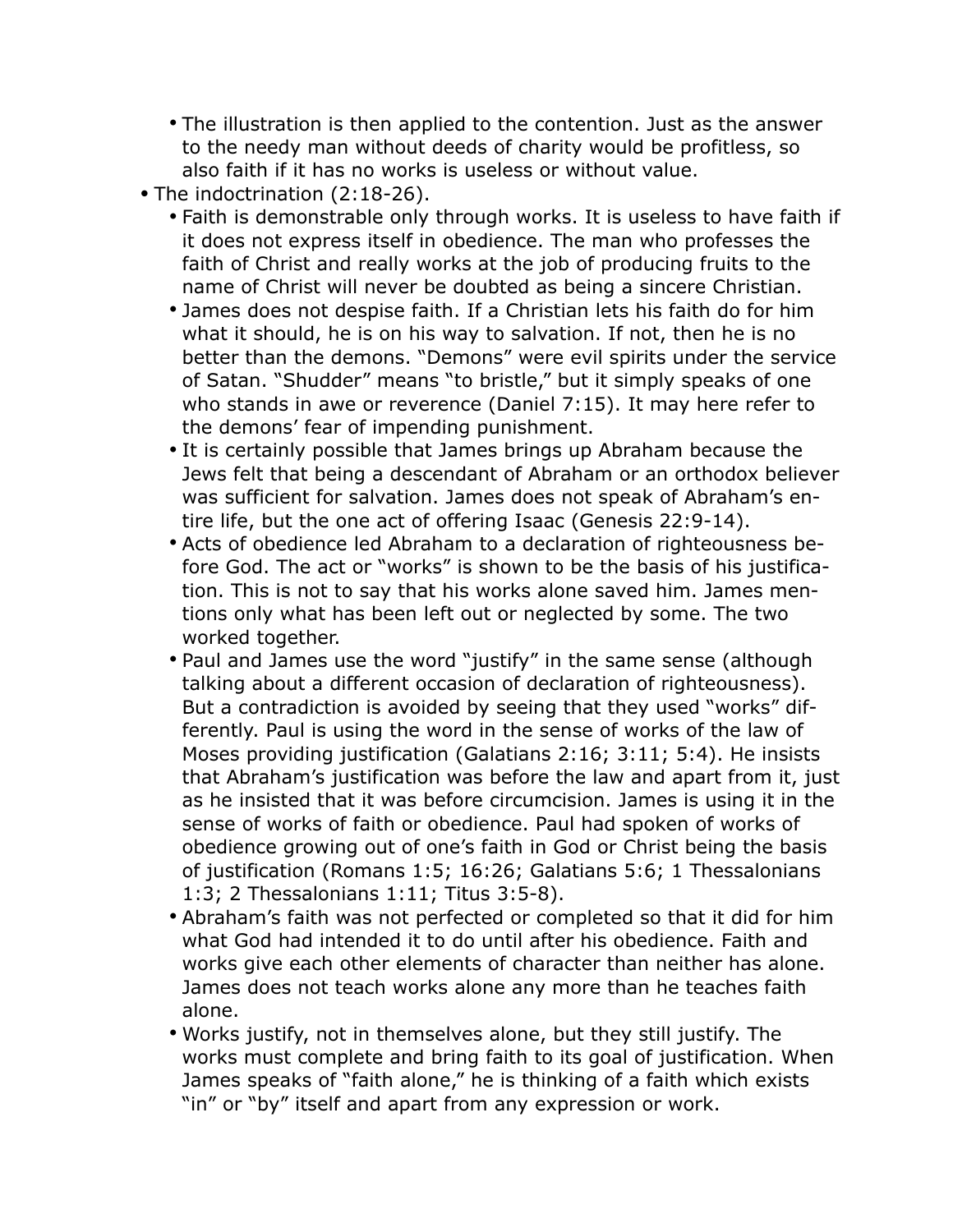- The illustration is then applied to the contention. Just as the answer to the needy man without deeds of charity would be profitless, so also faith if it has no works is useless or without value.
- The indoctrination (2:18-26).
  - Faith is demonstrable only through works. It is useless to have faith if it does not express itself in obedience. The man who professes the faith of Christ and really works at the job of producing fruits to the name of Christ will never be doubted as being a sincere Christian.
  - James does not despise faith. If a Christian lets his faith do for him what it should, he is on his way to salvation. If not, then he is no better than the demons. "Demons" were evil spirits under the service of Satan. "Shudder" means "to bristle," but it simply speaks of one who stands in awe or reverence (Daniel 7:15). It may here refer to the demons' fear of impending punishment.
  - It is certainly possible that James brings up Abraham because the Jews felt that being a descendant of Abraham or an orthodox believer was sufficient for salvation. James does not speak of Abraham's entire life, but the one act of offering Isaac (Genesis 22:9-14).
  - Acts of obedience led Abraham to a declaration of righteousness before God. The act or "works" is shown to be the basis of his justification. This is not to say that his works alone saved him. James mentions only what has been left out or neglected by some. The two worked together.
  - Paul and James use the word "justify" in the same sense (although talking about a different occasion of declaration of righteousness). But a contradiction is avoided by seeing that they used "works" differently. Paul is using the word in the sense of works of the law of Moses providing justification (Galatians 2:16; 3:11; 5:4). He insists that Abraham's justification was before the law and apart from it, just as he insisted that it was before circumcision. James is using it in the sense of works of faith or obedience. Paul had spoken of works of obedience growing out of one's faith in God or Christ being the basis of justification (Romans 1:5; 16:26; Galatians 5:6; 1 Thessalonians 1:3; 2 Thessalonians 1:11; Titus 3:5-8).
  - Abraham's faith was not perfected or completed so that it did for him what God had intended it to do until after his obedience. Faith and works give each other elements of character than neither has alone. James does not teach works alone any more than he teaches faith alone.
  - Works justify, not in themselves alone, but they still justify. The works must complete and bring faith to its goal of justification. When James speaks of "faith alone," he is thinking of a faith which exists "in" or "by" itself and apart from any expression or work.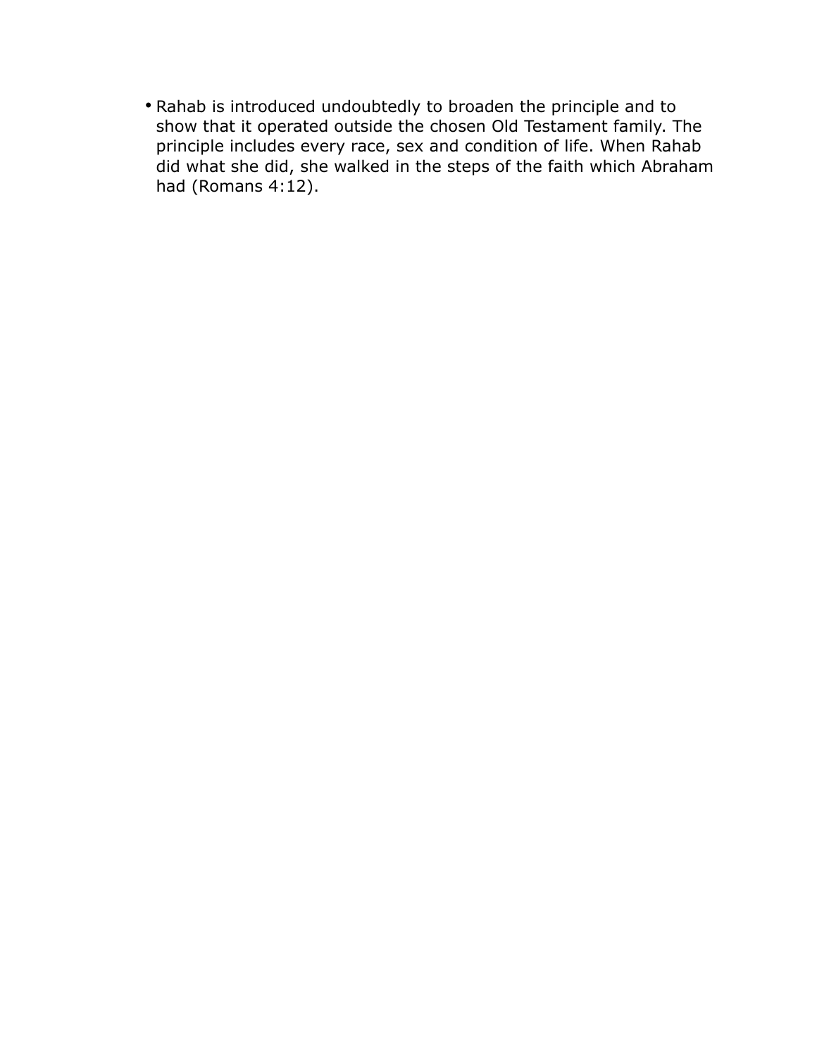- Rahab is introduced undoubtedly to broaden the principle and to show that it operated outside the chosen Old Testament family. The principle includes every race, sex and condition of life. When Rahab did what she did, she walked in the steps of the faith which Abraham had (Romans 4:12).